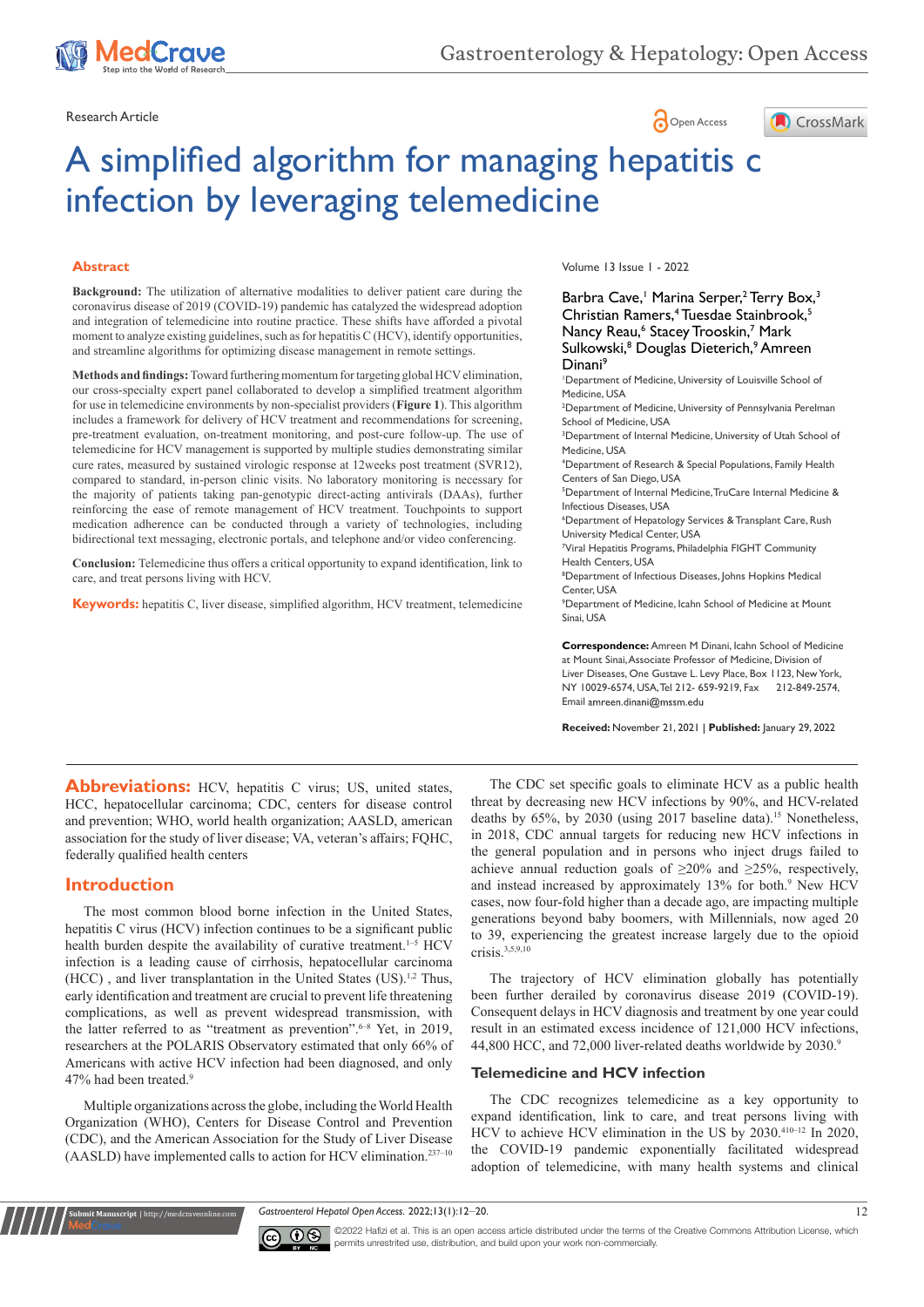Research Article

# A simplified algorithm for managing hepatitis c infection by leveraging telemedicine

## Abstract

**Background:** The utilization of alternative modalities to deliver patient care during the coronavirus disease of 2019 (COVID-19) pandemic has catalyzed the widespread adoption and integration of telemedicine into routine practice. These shifts have afforded a pivotal moment to analyze existing guidelines, such as for hepatitis C (HCV), identify opportunities, and streamline algorithms for optimizing disease management in remote settings.

**Methods and findings:** Toward furthering momentum for targeting global HCV elimination, our cross-specialty expert panel collaborated to develop a simplified treatment algorithm for use in telemedicine environments by non-specialist providers (**Figure 1**). This algorithm includes a framework for delivery of HCV treatment and recommendations for screening, pre-treatment evaluation, on-treatment monitoring, and post-cure follow-up. The use of telemedicine for HCV management is supported by multiple studies demonstrating similar cure rates, measured by sustained virologic response at 12weeks post treatment (SVR12), compared to standard, in-person clinic visits. No laboratory monitoring is necessary for the majority of patients taking pan-genotypic direct-acting antivirals (DAAs), further reinforcing the ease of remote management of HCV treatment. Touchpoints to support medication adherence can be conducted through a variety of technologies, including bidirectional text messaging, electronic portals, and telephone and/or video conferencing.

**Conclusion:** Telemedicine thus offers a critical opportunity to expand identification, link to care, and treat persons living with HCV.

**Keywords:** hepatitis C, liver disease, simplified algorithm, HCV treatment, telemedicine

Volume 13 Issue 1 - 2022

Barbra Cave,[1] Marina Serper,[2] Terry Box,[3] Christian Ramers,[4] Tuesdae Stainbrook,[5] Nancy Reau,[6] Stacey Trooskin,[7] Mark Sulkowski,[8] Douglas Dieterich,[9] Amreen Dinani[9]

[1]Department of Medicine, University of Louisville School of Medicine, USA
[2]Department of Medicine, University of Pennsylvania Perelman School of Medicine, USA
[3]Department of Internal Medicine, University of Utah School of Medicine, USA
[4]Department of Research & Special Populations, Family Health Centers of San Diego, USA
[5]Department of Internal Medicine, TruCare Internal Medicine & Infectious Diseases, USA
[6]Department of Hepatology Services & Transplant Care, Rush University Medical Center, USA
[7]Viral Hepatitis Programs, Philadelphia FIGHT Community Health Centers, USA
[8]Department of Infectious Diseases, Johns Hopkins Medical Center, USA
[9]Department of Medicine, Icahn School of Medicine at Mount Sinai, USA

**Correspondence:** Amreen M Dinani, Icahn School of Medicine at Mount Sinai, Associate Professor of Medicine, Division of Liver Diseases, One Gustave L. Levy Place, Box 1123, New York, NY 10029-6574, USA, Tel 212- 659-9219, Fax 212-849-2574, Email amreen.dinani@mssm.edu

**Received:** November 21, 2021 | **Published:** January 29, 2022

**Abbreviations:** HCV, hepatitis C virus; US, united states, HCC, hepatocellular carcinoma; CDC, centers for disease control and prevention; WHO, world health organization; AASLD, american association for the study of liver disease; VA, veteran's affairs; FQHC, federally qualified health centers

## Introduction

The most common blood borne infection in the United States, hepatitis C virus (HCV) infection continues to be a significant public health burden despite the availability of curative treatment.[1–5] HCV infection is a leading cause of cirrhosis, hepatocellular carcinoma (HCC) , and liver transplantation in the United States (US).[1,2] Thus, early identification and treatment are crucial to prevent life threatening complications, as well as prevent widespread transmission, with the latter referred to as "treatment as prevention".[6–8] Yet, in 2019, researchers at the POLARIS Observatory estimated that only 66% of Americans with active HCV infection had been diagnosed, and only 47% had been treated.[9]

Multiple organizations across the globe, including the World Health Organization (WHO), Centers for Disease Control and Prevention (CDC), and the American Association for the Study of Liver Disease (AASLD) have implemented calls to action for HCV elimination.[2,3,7–10]

The CDC set specific goals to eliminate HCV as a public health threat by decreasing new HCV infections by 90%, and HCV-related deaths by 65%, by 2030 (using 2017 baseline data).[15] Nonetheless, in 2018, CDC annual targets for reducing new HCV infections in the general population and in persons who inject drugs failed to achieve annual reduction goals of ≥20% and ≥25%, respectively, and instead increased by approximately 13% for both.[9] New HCV cases, now four-fold higher than a decade ago, are impacting multiple generations beyond baby boomers, with Millennials, now aged 20 to 39, experiencing the greatest increase largely due to the opioid crisis.[3,5,9,10]

The trajectory of HCV elimination globally has potentially been further derailed by coronavirus disease 2019 (COVID-19). Consequent delays in HCV diagnosis and treatment by one year could result in an estimated excess incidence of 121,000 HCV infections, 44,800 HCC, and 72,000 liver-related deaths worldwide by 2030.[9]

### Telemedicine and HCV infection

The CDC recognizes telemedicine as a key opportunity to expand identification, link to care, and treat persons living with HCV to achieve HCV elimination in the US by 2030.[4,10–12] In 2020, the COVID-19 pandemic exponentially facilitated widespread adoption of telemedicine, with many health systems and clinical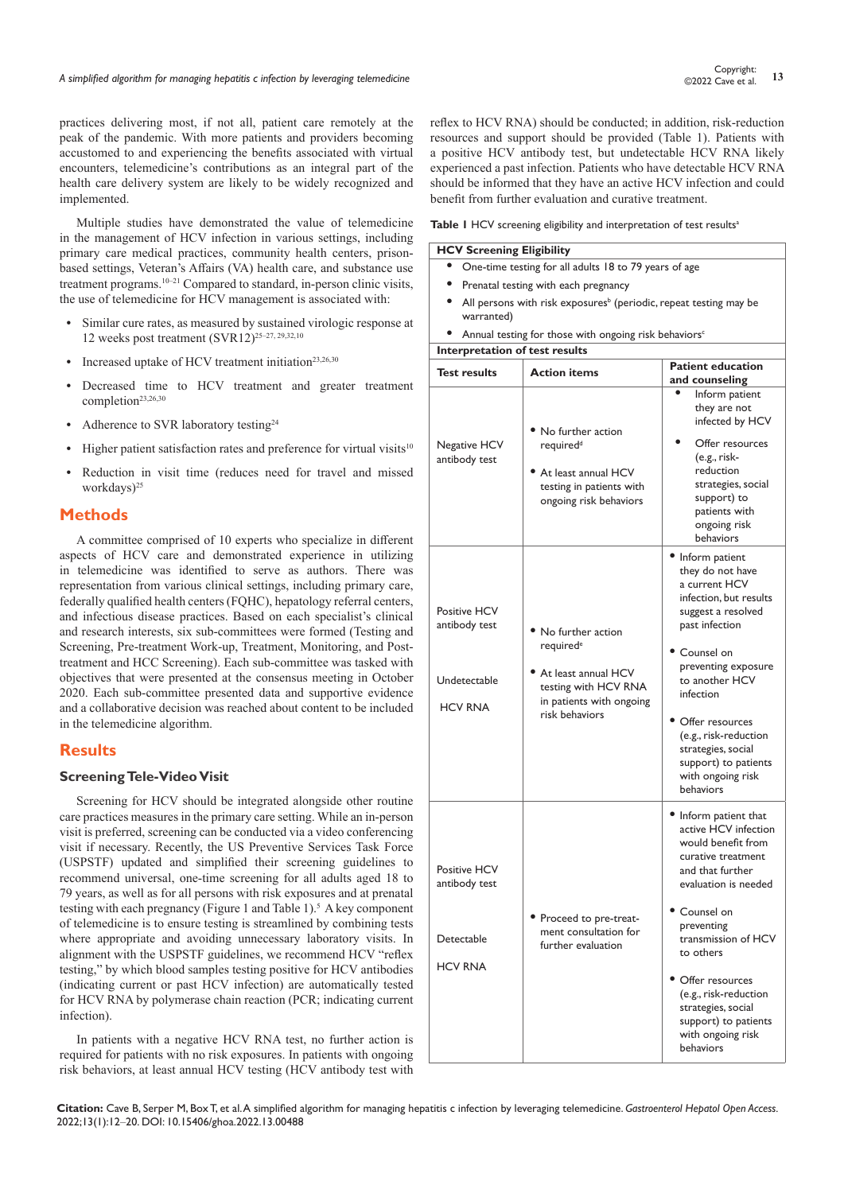practices delivering most, if not all, patient care remotely at the peak of the pandemic. With more patients and providers becoming accustomed to and experiencing the benefits associated with virtual encounters, telemedicine's contributions as an integral part of the health care delivery system are likely to be widely recognized and implemented.

Multiple studies have demonstrated the value of telemedicine in the management of HCV infection in various settings, including primary care medical practices, community health centers, prison-based settings, Veteran's Affairs (VA) health care, and substance use treatment programs.[10–21] Compared to standard, in-person clinic visits, the use of telemedicine for HCV management is associated with:

- Similar cure rates, as measured by sustained virologic response at 12 weeks post treatment (SVR12)[25–27, 29,32,10]
- Increased uptake of HCV treatment initiation[23,26,30]
- Decreased time to HCV treatment and greater treatment completion[23,26,30]
- Adherence to SVR laboratory testing[24]
- Higher patient satisfaction rates and preference for virtual visits[10]
- Reduction in visit time (reduces need for travel and missed workdays)[25]

## Methods

A committee comprised of 10 experts who specialize in different aspects of HCV care and demonstrated experience in utilizing in telemedicine was identified to serve as authors. There was representation from various clinical settings, including primary care, federally qualified health centers (FQHC), hepatology referral centers, and infectious disease practices. Based on each specialist's clinical and research interests, six sub-committees were formed (Testing and Screening, Pre-treatment Work-up, Treatment, Monitoring, and Post-treatment and HCC Screening). Each sub-committee was tasked with objectives that were presented at the consensus meeting in October 2020. Each sub-committee presented data and supportive evidence and a collaborative decision was reached about content to be included in the telemedicine algorithm.

## Results

### Screening Tele-Video Visit

Screening for HCV should be integrated alongside other routine care practices measures in the primary care setting. While an in-person visit is preferred, screening can be conducted via a video conferencing visit if necessary. Recently, the US Preventive Services Task Force (USPSTF) updated and simplified their screening guidelines to recommend universal, one-time screening for all adults aged 18 to 79 years, as well as for all persons with risk exposures and at prenatal testing with each pregnancy (Figure 1 and Table 1).[5] A key component of telemedicine is to ensure testing is streamlined by combining tests where appropriate and avoiding unnecessary laboratory visits. In alignment with the USPSTF guidelines, we recommend HCV "reflex testing," by which blood samples testing positive for HCV antibodies (indicating current or past HCV infection) are automatically tested for HCV RNA by polymerase chain reaction (PCR; indicating current infection).

In patients with a negative HCV RNA test, no further action is required for patients with no risk exposures. In patients with ongoing risk behaviors, at least annual HCV testing (HCV antibody test with reflex to HCV RNA) should be conducted; in addition, risk-reduction resources and support should be provided (Table 1). Patients with a positive HCV antibody test, but undetectable HCV RNA likely experienced a past infection. Patients who have detectable HCV RNA should be informed that they have an active HCV infection and could benefit from further evaluation and curative treatment.

**Table 1** HCV screening eligibility and interpretation of test results[a]

| **HCV Screening Eligibility** | | |
|---|---|---|
| • One-time testing for all adults 18 to 79 years of age<br>• Prenatal testing with each pregnancy<br>• All persons with risk exposures[b] (periodic, repeat testing may be warranted)<br>• Annual testing for those with ongoing risk behaviors[c] | | |
| **Interpretation of test results** | | |
| **Test results** | **Action items** | **Patient education and counseling** |
| Negative HCV antibody test | • No further action required[d]<br>• At least annual HCV testing in patients with ongoing risk behaviors | • Inform patient they are not infected by HCV<br>• Offer resources (e.g., risk-reduction strategies, social support) to patients with ongoing risk behaviors |
| Positive HCV antibody test<br><br>Undetectable HCV RNA | • No further action required[e]<br>• At least annual HCV testing with HCV RNA in patients with ongoing risk behaviors | • Inform patient they do not have a current HCV infection, but results suggest a resolved past infection<br>• Counsel on preventing exposure to another HCV infection<br>• Offer resources (e.g., risk-reduction strategies, social support) to patients with ongoing risk behaviors |
| Positive HCV antibody test<br><br>Detectable HCV RNA | • Proceed to pre-treatment consultation for further evaluation | • Inform patient that active HCV infection would benefit from curative treatment and that further evaluation is needed<br>• Counsel on preventing transmission of HCV to others<br>• Offer resources (e.g., risk-reduction strategies, social support) to patients with ongoing risk behaviors |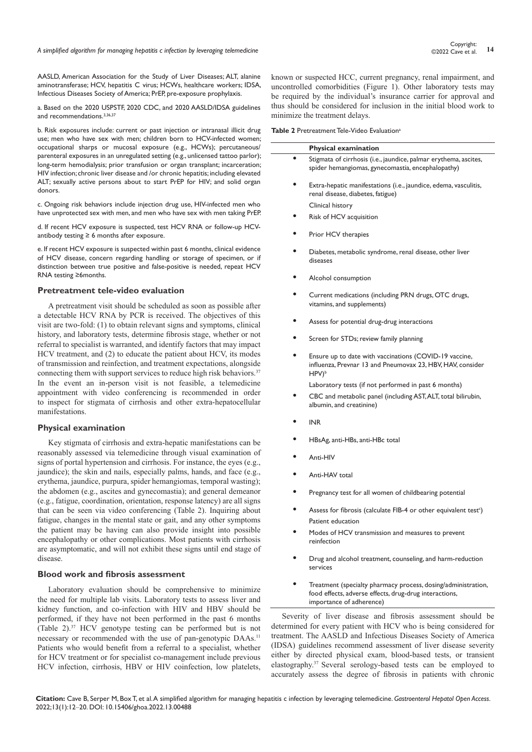AASLD, American Association for the Study of Liver Diseases; ALT, alanine aminotransferase; HCV, hepatitis C virus; HCWs, healthcare workers; IDSA, Infectious Diseases Society of America; PrEP, pre-exposure prophylaxis.

a. Based on the 2020 USPSTF, 2020 CDC, and 2020 AASLD/IDSA guidelines and recommendations.[3,36,37]

b. Risk exposures include: current or past injection or intranasal illicit drug use; men who have sex with men; children born to HCV-infected women; occupational sharps or mucosal exposure (e.g., HCWs); percutaneous/ parenteral exposures in an unregulated setting (e.g., unlicensed tattoo parlor); long-term hemodialysis; prior transfusion or organ transplant; incarceration; HIV infection; chronic liver disease and /or chronic hepatitis; including elevated ALT; sexually active persons about to start PrEP for HIV; and solid organ donors.

c. Ongoing risk behaviors include injection drug use, HIV-infected men who have unprotected sex with men, and men who have sex with men taking PrEP.

d. If recent HCV exposure is suspected, test HCV RNA or follow-up HCV-antibody testing ≥ 6 months after exposure.

e. If recent HCV exposure is suspected within past 6 months, clinical evidence of HCV disease, concern regarding handling or storage of specimen, or if distinction between true positive and false-positive is needed, repeat HCV RNA testing ≥6months.

## Pretreatment tele-video evaluation

A pretreatment visit should be scheduled as soon as possible after a detectable HCV RNA by PCR is received. The objectives of this visit are two-fold: (1) to obtain relevant signs and symptoms, clinical history, and laboratory tests, determine fibrosis stage, whether or not referral to specialist is warranted, and identify factors that may impact HCV treatment, and (2) to educate the patient about HCV, its modes of transmission and reinfection, and treatment expectations, alongside connecting them with support services to reduce high risk behaviors.[37] In the event an in-person visit is not feasible, a telemedicine appointment with video conferencing is recommended in order to inspect for stigmata of cirrhosis and other extra-hepatocellular manifestations.

## Physical examination

Key stigmata of cirrhosis and extra-hepatic manifestations can be reasonably assessed via telemedicine through visual examination of signs of portal hypertension and cirrhosis. For instance, the eyes (e.g., jaundice); the skin and nails, especially palms, hands, and face (e.g., erythema, jaundice, purpura, spider hemangiomas, temporal wasting); the abdomen (e.g., ascites and gynecomastia); and general demeanor (e.g., fatigue, coordination, orientation, response latency) are all signs that can be seen via video conferencing (Table 2). Inquiring about fatigue, changes in the mental state or gait, and any other symptoms the patient may be having can also provide insight into possible encephalopathy or other complications. Most patients with cirrhosis are asymptomatic, and will not exhibit these signs until end stage of disease.

## Blood work and fibrosis assessment

Laboratory evaluation should be comprehensive to minimize the need for multiple lab visits. Laboratory tests to assess liver and kidney function, and co-infection with HIV and HBV should be performed, if they have not been performed in the past 6 months (Table 2).[37] HCV genotype testing can be performed but is not necessary or recommended with the use of pan-genotypic DAAs.[11] Patients who would benefit from a referral to a specialist, whether for HCV treatment or for specialist co-management include previous HCV infection, cirrhosis, HBV or HIV coinfection, low platelets, known or suspected HCC, current pregnancy, renal impairment, and uncontrolled comorbidities (Figure 1). Other laboratory tests may be required by the individual's insurance carrier for approval and thus should be considered for inclusion in the initial blood work to minimize the treatment delays.

**Table 2** Pretreatment Tele-Video Evaluation[a]

| **Physical examination** |
|---|
| • Stigmata of cirrhosis (i.e., jaundice, palmar erythema, ascites, spider hemangiomas, gynecomastia, encephalopathy) |
| • Extra-hepatic manifestations (i.e., jaundice, edema, vasculitis, renal disease, diabetes, fatigue) |
| Clinical history |
| • Risk of HCV acquisition |
| • Prior HCV therapies |
| • Diabetes, metabolic syndrome, renal disease, other liver diseases |
| • Alcohol consumption |
| • Current medications (including PRN drugs, OTC drugs, vitamins, and supplements) |
| • Assess for potential drug-drug interactions |
| • Screen for STDs; review family planning |
| • Ensure up to date with vaccinations (COVID-19 vaccine, influenza, Prevnar 13 and Pneumovax 23, HBV, HAV, consider HPV)[b] |
| Laboratory tests (if not performed in past 6 months) |
| • CBC and metabolic panel (including AST, ALT, total bilirubin, albumin, and creatinine) |
| • INR |
| • HBsAg, anti-HBs, anti-HBc total |
| • Anti-HIV |
| • Anti-HAV total |
| • Pregnancy test for all women of childbearing potential |
| • Assess for fibrosis (calculate FIB-4 or other equivalent test[c]) |
| Patient education |
| • Modes of HCV transmission and measures to prevent reinfection |
| • Drug and alcohol treatment, counseling, and harm-reduction services |
| • Treatment (specialty pharmacy process, dosing/administration, food effects, adverse effects, drug-drug interactions, importance of adherence) |

Severity of liver disease and fibrosis assessment should be determined for every patient with HCV who is being considered for treatment. The AASLD and Infectious Diseases Society of America (IDSA) guidelines recommend assessment of liver disease severity either by directed physical exam, blood-based tests, or transient elastography.[37] Several serology-based tests can be employed to accurately assess the degree of fibrosis in patients with chronic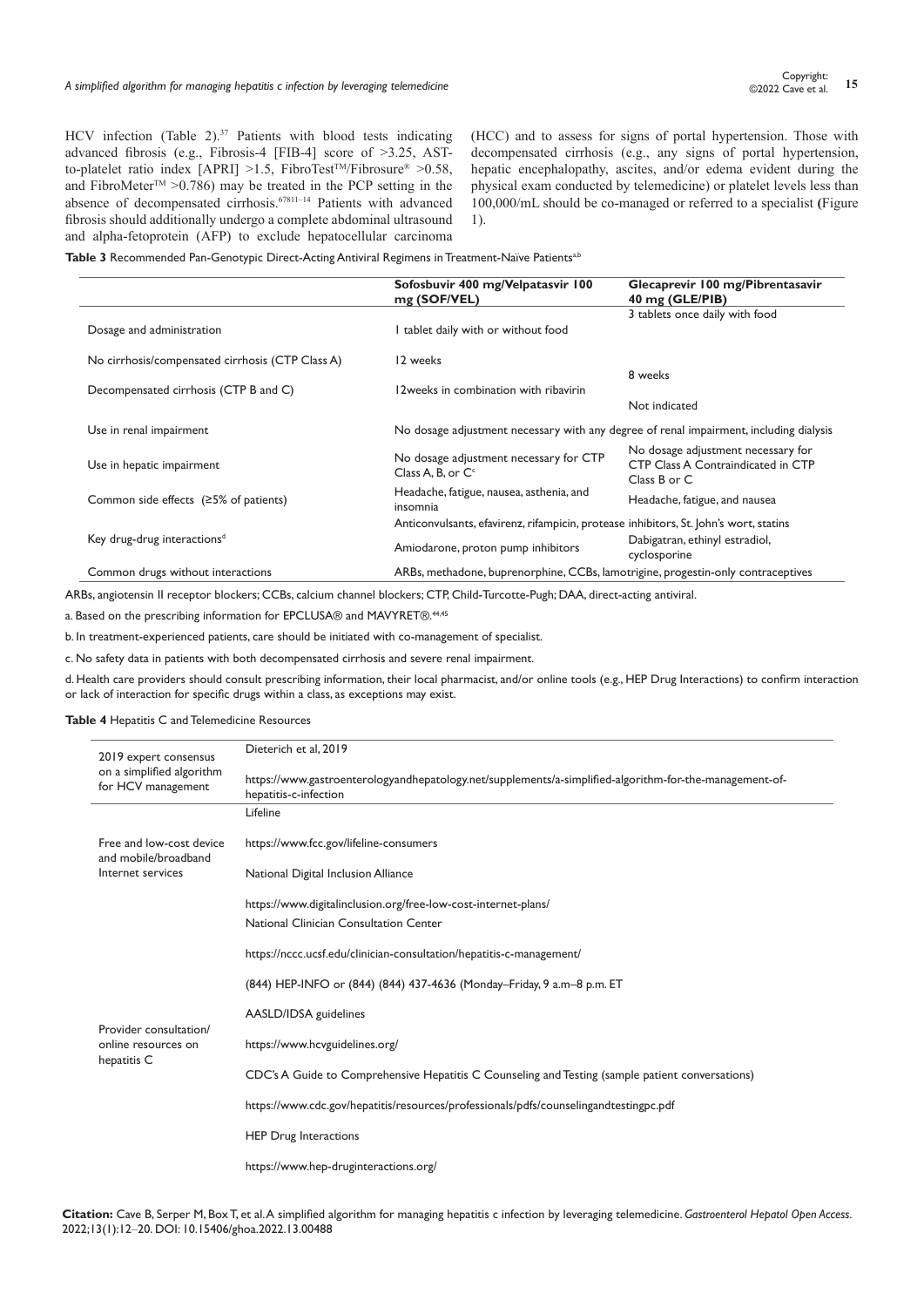HCV infection (Table 2).[37] Patients with blood tests indicating advanced fibrosis (e.g., Fibrosis-4 [FIB-4] score of >3.25, AST-to-platelet ratio index [APRI] >1.5, FibroTest™/Fibrosure® >0.58, and FibroMeter™ >0.786) may be treated in the PCP setting in the absence of decompensated cirrhosis.[6781l–14] Patients with advanced fibrosis should additionally undergo a complete abdominal ultrasound and alpha-fetoprotein (AFP) to exclude hepatocellular carcinoma (HCC) and to assess for signs of portal hypertension. Those with decompensated cirrhosis (e.g., any signs of portal hypertension, hepatic encephalopathy, ascites, and/or edema evident during the physical exam conducted by telemedicine) or platelet levels less than 100,000/mL should be co-managed or referred to a specialist (Figure 1).

**Table 3** Recommended Pan-Genotypic Direct-Acting Antiviral Regimens in Treatment-Naïve Patients[a,b]

| | Sofosbuvir 400 mg/Velpatasvir 100 mg (SOF/VEL) | Glecaprevir 100 mg/Pibrentasavir 40 mg (GLE/PIB) |
|---|---|---|
| Dosage and administration | 1 tablet daily with or without food | 3 tablets once daily with food |
| No cirrhosis/compensated cirrhosis (CTP Class A) | 12 weeks | 8 weeks |
| Decompensated cirrhosis (CTP B and C) | 12weeks in combination with ribavirin | Not indicated |
| Use in renal impairment | No dosage adjustment necessary with any degree of renal impairment, including dialysis | |
| Use in hepatic impairment | No dosage adjustment necessary for CTP Class A, B, or C[c] | No dosage adjustment necessary for CTP Class A Contraindicated in CTP Class B or C |
| Common side effects (≥5% of patients) | Headache, fatigue, nausea, asthenia, and insomnia | Headache, fatigue, and nausea |
| Key drug-drug interactions[d] | Anticonvulsants, efavirenz, rifampicin, protease inhibitors, St. John's wort, statins | |
| | Amiodarone, proton pump inhibitors | Dabigatran, ethinyl estradiol, cyclosporine |
| Common drugs without interactions | ARBs, methadone, buprenorphine, CCBs, lamotrigine, progestin-only contraceptives | |

ARBs, angiotensin II receptor blockers; CCBs, calcium channel blockers; CTP, Child-Turcotte-Pugh; DAA, direct-acting antiviral.

a. Based on the prescribing information for EPCLUSA® and MAVYRET®.[44,45]

b. In treatment-experienced patients, care should be initiated with co-management of specialist.

c. No safety data in patients with both decompensated cirrhosis and severe renal impairment.

d. Health care providers should consult prescribing information, their local pharmacist, and/or online tools (e.g., HEP Drug Interactions) to confirm interaction or lack of interaction for specific drugs within a class, as exceptions may exist.

**Table 4** Hepatitis C and Telemedicine Resources

| | |
|---|---|
| 2019 expert consensus on a simplified algorithm for HCV management | Dieterich et al, 2019 |
| | https://www.gastroenterologyandhepatology.net/supplements/a-simplified-algorithm-for-the-management-of-hepatitis-c-infection |
| Free and low-cost device and mobile/broadband Internet services | Lifeline |
| | https://www.fcc.gov/lifeline-consumers |
| | National Digital Inclusion Alliance |
| | https://www.digitalinclusion.org/free-low-cost-internet-plans/ |
| Provider consultation/ online resources on hepatitis C | National Clinician Consultation Center |
| | https://nccc.ucsf.edu/clinician-consultation/hepatitis-c-management/ |
| | (844) HEP-INFO or (844) (844) 437-4636 (Monday–Friday, 9 a.m–8 p.m. ET |
| | AASLD/IDSA guidelines |
| | https://www.hcvguidelines.org/ |
| | CDC's A Guide to Comprehensive Hepatitis C Counseling and Testing (sample patient conversations) |
| | https://www.cdc.gov/hepatitis/resources/professionals/pdfs/counselingandtestingpc.pdf |
| | HEP Drug Interactions |
| | https://www.hep-druginteractions.org/ |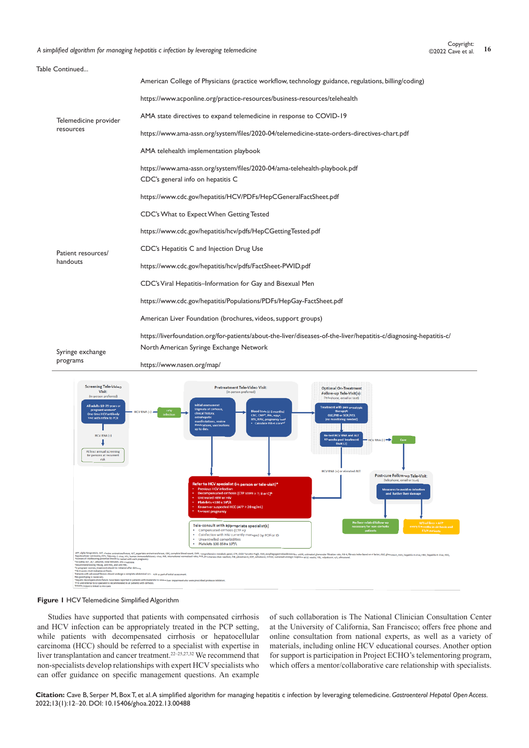Table Continued...

| | |
|---|---|
| Telemedicine provider resources | American College of Physicians (practice workflow, technology guidance, regulations, billing/coding)<br>https://www.acponline.org/practice-resources/business-resources/telehealth<br>AMA state directives to expand telemedicine in response to COVID-19<br>https://www.ama-assn.org/system/files/2020-04/telemedicine-state-orders-directives-chart.pdf<br>AMA telehealth implementation playbook<br>https://www.ama-assn.org/system/files/2020-04/ama-telehealth-playbook.pdf |
| Patient resources/ handouts | CDC's general info on hepatitis C<br>https://www.cdc.gov/hepatitis/HCV/PDFs/HepCGeneralFactSheet.pdf<br>CDC's What to Expect When Getting Tested<br>https://www.cdc.gov/hepatitis/hcv/pdfs/HepCGettingTested.pdf<br>CDC's Hepatitis C and Injection Drug Use<br>https://www.cdc.gov/hepatitis/hcv/pdfs/FactSheet-PWID.pdf<br>CDC's Viral Hepatitis–Information for Gay and Bisexual Men<br>https://www.cdc.gov/hepatitis/Populations/PDFs/HepGay-FactSheet.pdf<br>American Liver Foundation (brochures, videos, support groups)<br>https://liverfoundation.org/for-patients/about-the-liver/diseases-of-the-liver/hepatitis-c/diagnosing-hepatitis-c/ |
| Syringe exchange programs | North American Syringe Exchange Network<br>https://www.nasen.org/map/ |

**Figure 1** HCV Telemedicine Simplified Algorithm

Studies have supported that patients with compensated cirrhosis and HCV infection can be appropriately treated in the PCP setting, while patients with decompensated cirrhosis or hepatocellular carcinoma (HCC) should be referred to a specialist with expertise in liver transplantation and cancer treatment.[22–25,27,32] We recommend that non-specialists develop relationships with expert HCV specialists who can offer guidance on specific management questions. An example of such collaboration is The National Clinician Consultation Center at the University of California, San Francisco; offers free phone and online consultation from national experts, as well as a variety of materials, including online HCV educational courses. Another option for support is participation in Project ECHO's telementoring program, which offers a mentor/collaborative care relationship with specialists.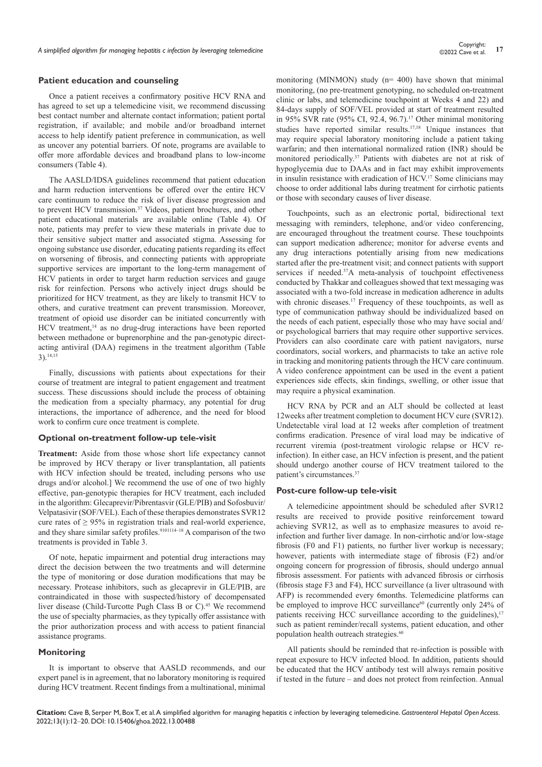### Patient education and counseling

Once a patient receives a confirmatory positive HCV RNA and has agreed to set up a telemedicine visit, we recommend discussing best contact number and alternate contact information; patient portal registration, if available; and mobile and/or broadband internet access to help identify patient preference in communication, as well as uncover any potential barriers. Of note, programs are available to offer more affordable devices and broadband plans to low-income consumers (Table 4).

The AASLD/IDSA guidelines recommend that patient education and harm reduction interventions be offered over the entire HCV care continuum to reduce the risk of liver disease progression and to prevent HCV transmission.[37] Videos, patient brochures, and other patient educational materials are available online (Table 4). Of note, patients may prefer to view these materials in private due to their sensitive subject matter and associated stigma. Assessing for ongoing substance use disorder, educating patients regarding its effect on worsening of fibrosis, and connecting patients with appropriate supportive services are important to the long-term management of HCV patients in order to target harm reduction services and gauge risk for reinfection. Persons who actively inject drugs should be prioritized for HCV treatment, as they are likely to transmit HCV to others, and curative treatment can prevent transmission. Moreover, treatment of opioid use disorder can be initiated concurrently with HCV treatment,[14] as no drug-drug interactions have been reported between methadone or buprenorphine and the pan-genotypic direct-acting antiviral (DAA) regimens in the treatment algorithm (Table 3).[14,15]

Finally, discussions with patients about expectations for their course of treatment are integral to patient engagement and treatment success. These discussions should include the process of obtaining the medication from a specialty pharmacy, any potential for drug interactions, the importance of adherence, and the need for blood work to confirm cure once treatment is complete.

### Optional on-treatment follow-up tele-visit

**Treatment:** Aside from those whose short life expectancy cannot be improved by HCV therapy or liver transplantation, all patients with HCV infection should be treated, including persons who use drugs and/or alcohol.] We recommend the use of one of two highly effective, pan-genotypic therapies for HCV treatment, each included in the algorithm: Glecaprevir/Pibrentasvir (GLE/PIB) and Sofosbuvir/Velpatasivir (SOF/VEL). Each of these therapies demonstrates SVR12 cure rates of ≥ 95% in registration trials and real-world experience, and they share similar safety profiles.[9101114–18] A comparison of the two treatments is provided in Table 3.

Of note, hepatic impairment and potential drug interactions may direct the decision between the two treatments and will determine the type of monitoring or dose duration modifications that may be necessary. Protease inhibitors, such as glecaprevir in GLE/PIB, are contraindicated in those with suspected/history of decompensated liver disease (Child-Turcotte Pugh Class B or C).[45] We recommend the use of specialty pharmacies, as they typically offer assistance with the prior authorization process and with access to patient financial assistance programs.

### Monitoring

It is important to observe that AASLD recommends, and our expert panel is in agreement, that no laboratory monitoring is required during HCV treatment. Recent findings from a multinational, minimal monitoring (MINMON) study (n= 400) have shown that minimal monitoring, (no pre-treatment genotyping, no scheduled on-treatment clinic or labs, and telemedicine touchpoint at Weeks 4 and 22) and 84-days supply of SOF/VEL provided at start of treatment resulted in 95% SVR rate (95% CI, 92.4, 96.7).[17] Other minimal monitoring studies have reported similar results.[17,18] Unique instances that may require special laboratory monitoring include a patient taking warfarin; and then international normalized ration (INR) should be monitored periodically.[37] Patients with diabetes are not at risk of hypoglycemia due to DAAs and in fact may exhibit improvements in insulin resistance with eradication of HCV.[17] Some clinicians may choose to order additional labs during treatment for cirrhotic patients or those with secondary causes of liver disease.

Touchpoints, such as an electronic portal, bidirectional text messaging with reminders, telephone, and/or video conferencing, are encouraged throughout the treatment course. These touchpoints can support medication adherence; monitor for adverse events and any drug interactions potentially arising from new medications started after the pre-treatment visit; and connect patients with support services if needed.[37] A meta-analysis of touchpoint effectiveness conducted by Thakkar and colleagues showed that text messaging was associated with a two-fold increase in medication adherence in adults with chronic diseases.[17] Frequency of these touchpoints, as well as type of communication pathway should be individualized based on the needs of each patient, especially those who may have social and/or psychological barriers that may require other supportive services. Providers can also coordinate care with patient navigators, nurse coordinators, social workers, and pharmacists to take an active role in tracking and monitoring patients through the HCV care continuum. A video conference appointment can be used in the event a patient experiences side effects, skin findings, swelling, or other issue that may require a physical examination.

HCV RNA by PCR and an ALT should be collected at least 12weeks after treatment completion to document HCV cure (SVR12). Undetectable viral load at 12 weeks after completion of treatment confirms eradication. Presence of viral load may be indicative of recurrent viremia (post-treatment virologic relapse or HCV re-infection). In either case, an HCV infection is present, and the patient should undergo another course of HCV treatment tailored to the patient's circumstances.[37]

### Post-cure follow-up tele-visit

A telemedicine appointment should be scheduled after SVR12 results are received to provide positive reinforcement toward achieving SVR12, as well as to emphasize measures to avoid re-infection and further liver damage. In non-cirrhotic and/or low-stage fibrosis (F0 and F1) patients, no further liver workup is necessary; however, patients with intermediate stage of fibrosis (F2) and/or ongoing concern for progression of fibrosis, should undergo annual fibrosis assessment. For patients with advanced fibrosis or cirrhosis (fibrosis stage F3 and F4), HCC surveillance (a liver ultrasound with AFP) is recommended every 6months. Telemedicine platforms can be employed to improve HCC surveillance[60] (currently only 24% of patients receiving HCC surveillance according to the guidelines),[17] such as patient reminder/recall systems, patient education, and other population health outreach strategies.[60]

All patients should be reminded that re-infection is possible with repeat exposure to HCV infected blood. In addition, patients should be educated that the HCV antibody test will always remain positive if tested in the future – and does not protect from reinfection. Annual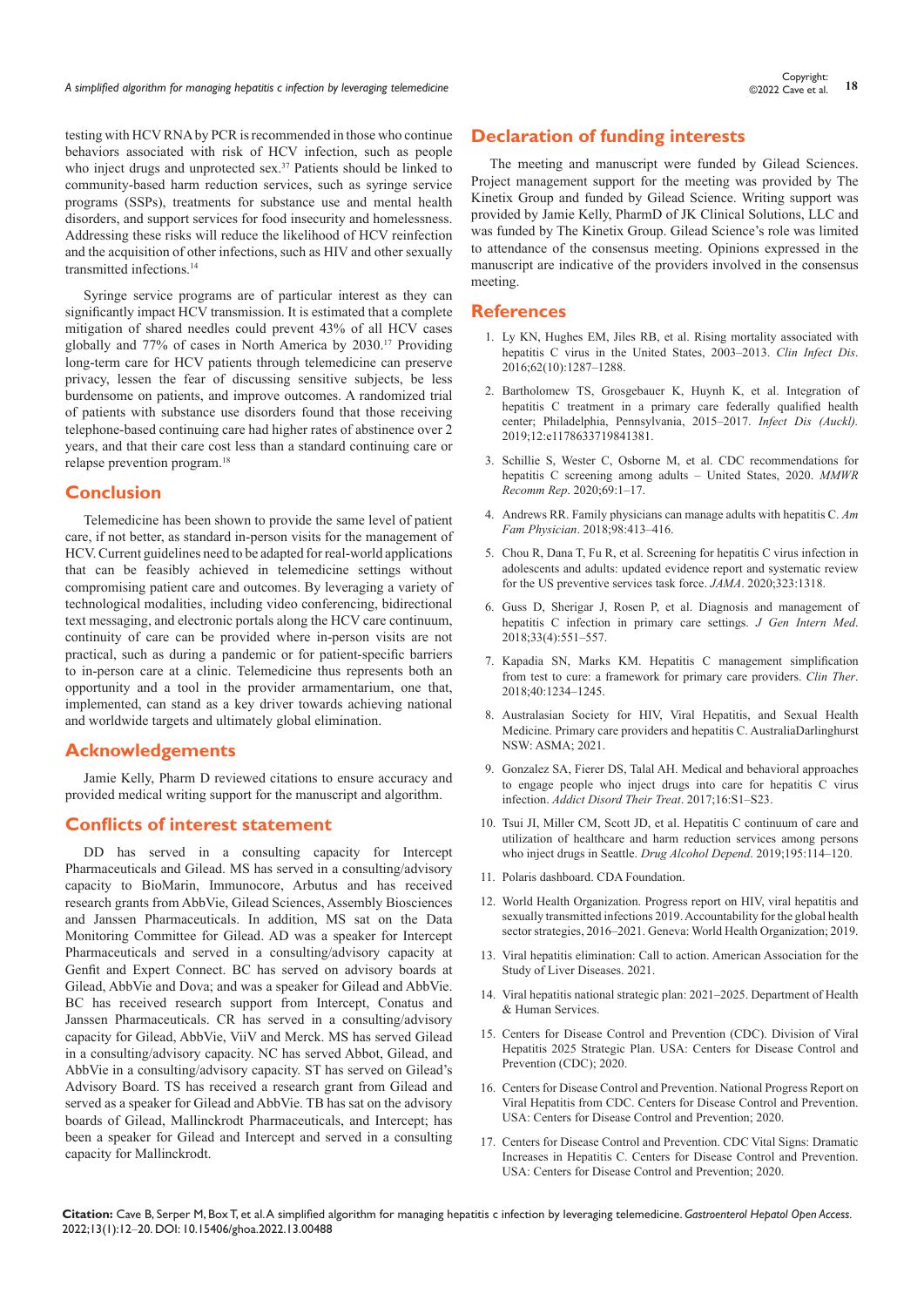testing with HCV RNA by PCR is recommended in those who continue behaviors associated with risk of HCV infection, such as people who inject drugs and unprotected sex.[37] Patients should be linked to community-based harm reduction services, such as syringe service programs (SSPs), treatments for substance use and mental health disorders, and support services for food insecurity and homelessness. Addressing these risks will reduce the likelihood of HCV reinfection and the acquisition of other infections, such as HIV and other sexually transmitted infections.[14]

Syringe service programs are of particular interest as they can significantly impact HCV transmission. It is estimated that a complete mitigation of shared needles could prevent 43% of all HCV cases globally and 77% of cases in North America by 2030.[17] Providing long-term care for HCV patients through telemedicine can preserve privacy, lessen the fear of discussing sensitive subjects, be less burdensome on patients, and improve outcomes. A randomized trial of patients with substance use disorders found that those receiving telephone-based continuing care had higher rates of abstinence over 2 years, and that their care cost less than a standard continuing care or relapse prevention program.[18]

## Conclusion

Telemedicine has been shown to provide the same level of patient care, if not better, as standard in-person visits for the management of HCV. Current guidelines need to be adapted for real-world applications that can be feasibly achieved in telemedicine settings without compromising patient care and outcomes. By leveraging a variety of technological modalities, including video conferencing, bidirectional text messaging, and electronic portals along the HCV care continuum, continuity of care can be provided where in-person visits are not practical, such as during a pandemic or for patient-specific barriers to in-person care at a clinic. Telemedicine thus represents both an opportunity and a tool in the provider armamentarium, one that, implemented, can stand as a key driver towards achieving national and worldwide targets and ultimately global elimination.

## Acknowledgements

Jamie Kelly, Pharm D reviewed citations to ensure accuracy and provided medical writing support for the manuscript and algorithm.

## Conflicts of interest statement

DD has served in a consulting capacity for Intercept Pharmaceuticals and Gilead. MS has served in a consulting/advisory capacity to BioMarin, Immunocore, Arbutus and has received research grants from AbbVie, Gilead Sciences, Assembly Biosciences and Janssen Pharmaceuticals. In addition, MS sat on the Data Monitoring Committee for Intercept Pharmaceuticals. AD was a speaker for Intercept Pharmaceuticals and served in a consulting/advisory capacity at Genfit and Expert Connect. BC has served on advisory boards at Gilead, AbbVie and Dova; and was a speaker for Gilead and AbbVie. BC has received research support from Intercept, Conatus and Janssen Pharmaceuticals. CR has served in a consulting/advisory capacity for Gilead, AbbVie, ViiV and Merck. MS has served Gilead in a consulting/advisory capacity. NC has served Abbot, Gilead, and AbbVie in a consulting/advisory capacity. ST has served on Gilead's Advisory Board. TS has received a research grant from Gilead and served as a speaker for Gilead and AbbVie. TB has sat on the advisory boards of Gilead, Mallinckrodt Pharmaceuticals, and Intercept; has been a speaker for Gilead and Intercept and served in a consulting capacity for Mallinckrodt.

## Declaration of funding interests

The meeting and manuscript were funded by Gilead Sciences. Project management support for the meeting was provided by The Kinetix Group and funded by Gilead Science. Writing support was provided by Jamie Kelly, PharmD of JK Clinical Solutions, LLC and was funded by The Kinetix Group. Gilead Science's role was limited to attendance of the consensus meeting. Opinions expressed in the manuscript are indicative of the providers involved in the consensus meeting.

## References

1. Ly KN, Hughes EM, Jiles RB, et al. Rising mortality associated with hepatitis C virus in the United States, 2003–2013. *Clin Infect Dis*. 2016;62(10):1287–1288.
2. Bartholomew TS, Grosgebauer K, Huynh K, et al. Integration of hepatitis C treatment in a primary care federally qualified health center; Philadelphia, Pennsylvania, 2015–2017. *Infect Dis (Auckl).* 2019;12:e1178633719841381.
3. Schillie S, Wester C, Osborne M, et al. CDC recommendations for hepatitis C screening among adults – United States, 2020. *MMWR Recomm Rep*. 2020;69:1–17.
4. Andrews RR. Family physicians can manage adults with hepatitis C. *Am Fam Physician*. 2018;98:413–416.
5. Chou R, Dana T, Fu R, et al. Screening for hepatitis C virus infection in adolescents and adults: updated evidence report and systematic review for the US preventive services task force. *JAMA*. 2020;323:1318.
6. Guss D, Sherigar J, Rosen P, et al. Diagnosis and management of hepatitis C infection in primary care settings. *J Gen Intern Med*. 2018;33(4):551–557.
7. Kapadia SN, Marks KM. Hepatitis C management simplification from test to cure: a framework for primary care providers. *Clin Ther*. 2018;40:1234–1245.
8. Australasian Society for HIV, Viral Hepatitis, and Sexual Health Medicine. Primary care providers and hepatitis C. AustraliaDarlinghurst NSW: ASMA; 2021.
9. Gonzalez SA, Fierer DS, Talal AH. Medical and behavioral approaches to engage people who inject drugs into care for hepatitis C virus infection. *Addict Disord Their Treat*. 2017;16:S1–S23.
10. Tsui JI, Miller CM, Scott JD, et al. Hepatitis C continuum of care and utilization of healthcare and harm reduction services among persons who inject drugs in Seattle. *Drug Alcohol Depend*. 2019;195:114–120.
11. Polaris dashboard. CDA Foundation.
12. World Health Organization. Progress report on HIV, viral hepatitis and sexually transmitted infections 2019. Accountability for the global health sector strategies, 2016–2021. Geneva: World Health Organization; 2019.
13. Viral hepatitis elimination: Call to action. American Association for the Study of Liver Diseases. 2021.
14. Viral hepatitis national strategic plan: 2021–2025. Department of Health & Human Services.
15. Centers for Disease Control and Prevention (CDC). Division of Viral Hepatitis 2025 Strategic Plan. USA: Centers for Disease Control and Prevention (CDC); 2020.
16. Centers for Disease Control and Prevention. National Progress Report on Viral Hepatitis from CDC. Centers for Disease Control and Prevention. USA: Centers for Disease Control and Prevention; 2020.
17. Centers for Disease Control and Prevention. CDC Vital Signs: Dramatic Increases in Hepatitis C. Centers for Disease Control and Prevention. USA: Centers for Disease Control and Prevention; 2020.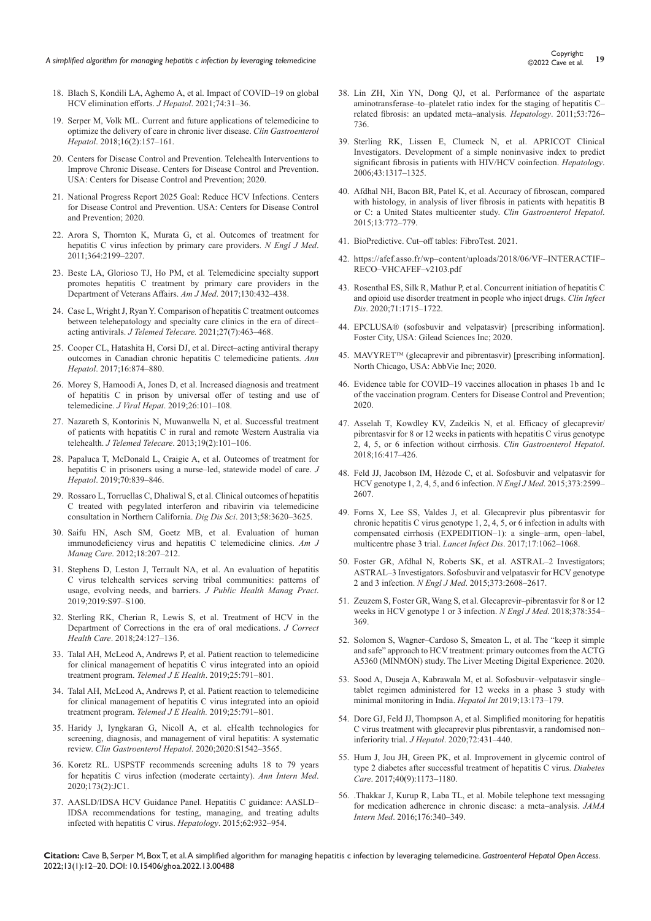18. Blach S, Kondili LA, Aghemo A, et al. Impact of COVID–19 on global HCV elimination efforts. *J Hepatol*. 2021;74:31–36.

19. Serper M, Volk ML. Current and future applications of telemedicine to optimize the delivery of care in chronic liver disease. *Clin Gastroenterol Hepatol*. 2018;16(2):157–161.

20. Centers for Disease Control and Prevention. Telehealth Interventions to Improve Chronic Disease. Centers for Disease Control and Prevention. USA: Centers for Disease Control and Prevention; 2020.

21. National Progress Report 2025 Goal: Reduce HCV Infections. Centers for Disease Control and Prevention. USA: Centers for Disease Control and Prevention; 2020.

22. Arora S, Thornton K, Murata G, et al. Outcomes of treatment for hepatitis C virus infection by primary care providers. *N Engl J Med*. 2011;364:2199–2207.

23. Beste LA, Glorioso TJ, Ho PM, et al. Telemedicine specialty support promotes hepatitis C treatment by primary care providers in the Department of Veterans Affairs. *Am J Med*. 2017;130:432–438.

24. Case L, Wright J, Ryan Y. Comparison of hepatitis C treatment outcomes between telehepatology and specialty care clinics in the era of direct–acting antivirals. *J Telemed Telecare.* 2021;27(7):463–468.

25. Cooper CL, Hatashita H, Corsi DJ, et al. Direct–acting antiviral therapy outcomes in Canadian chronic hepatitis C telemedicine patients. *Ann Hepatol*. 2017;16:874–880.

26. Morey S, Hamoodi A, Jones D, et al. Increased diagnosis and treatment of hepatitis C in prison by universal offer of testing and use of telemedicine. *J Viral Hepat*. 2019;26:101–108.

27. Nazareth S, Kontorinis N, Muwanwella N, et al. Successful treatment of patients with hepatitis C in rural and remote Western Australia via telehealth. *J Telemed Telecare*. 2013;19(2):101–106.

28. Papaluca T, McDonald L, Craigie A, et al. Outcomes of treatment for hepatitis C in prisoners using a nurse–led, statewide model of care. *J Hepatol*. 2019;70:839–846.

29. Rossaro L, Torruellas C, Dhaliwal S, et al. Clinical outcomes of hepatitis C treated with pegylated interferon and ribavirin via telemedicine consultation in Northern California. *Dig Dis Sci*. 2013;58:3620–3625.

30. Saifu HN, Asch SM, Goetz MB, et al. Evaluation of human immunodeficiency virus and hepatitis C telemedicine clinics. *Am J Manag Care*. 2012;18:207–212.

31. Stephens D, Leston J, Terrault NA, et al. An evaluation of hepatitis C virus telehealth services serving tribal communities: patterns of usage, evolving needs, and barriers. *J Public Health Manag Pract*. 2019;2019:S97–S100.

32. Sterling RK, Cherian R, Lewis S, et al. Treatment of HCV in the Department of Corrections in the era of oral medications. *J Correct Health Care*. 2018;24:127–136.

33. Talal AH, McLeod A, Andrews P, et al. Patient reaction to telemedicine for clinical management of hepatitis C virus integrated into an opioid treatment program. *Telemed J E Health*. 2019;25:791–801.

34. Talal AH, McLeod A, Andrews P, et al. Patient reaction to telemedicine for clinical management of hepatitis C virus integrated into an opioid treatment program. *Telemed J E Health.* 2019;25:791–801.

35. Haridy J, Iyngkaran G, Nicoll A, et al. eHealth technologies for screening, diagnosis, and management of viral hepatitis: A systematic review. *Clin Gastroenterol Hepatol*. 2020;2020:S1542–3565.

36. Koretz RL. USPSTF recommends screening adults 18 to 79 years for hepatitis C virus infection (moderate certainty). *Ann Intern Med*. 2020;173(2):JC1.

37. AASLD/IDSA HCV Guidance Panel. Hepatitis C guidance: AASLD–IDSA recommendations for testing, managing, and treating adults infected with hepatitis C virus. *Hepatology*. 2015;62:932–954.

38. Lin ZH, Xin YN, Dong QJ, et al. Performance of the aspartate aminotransferase–to–platelet ratio index for the staging of hepatitis C–related fibrosis: an updated meta–analysis. *Hepatology*. 2011;53:726–736.

39. Sterling RK, Lissen E, Clumeck N, et al. APRICOT Clinical Investigators. Development of a simple noninvasive index to predict significant fibrosis in patients with HIV/HCV coinfection. *Hepatology*. 2006;43:1317–1325.

40. Afdhal NH, Bacon BR, Patel K, et al. Accuracy of fibroscan, compared with histology, in analysis of liver fibrosis in patients with hepatitis B or C: a United States multicenter study. *Clin Gastroenterol Hepatol*. 2015;13:772–779.

41. BioPredictive. Cut–off tables: FibroTest. 2021.

42. https://afef.asso.fr/wp–content/uploads/2018/06/VF–INTERACTIF–RECO–VHCAFEF–v2103.pdf

43. Rosenthal ES, Silk R, Mathur P, et al. Concurrent initiation of hepatitis C and opioid use disorder treatment in people who inject drugs. *Clin Infect Dis*. 2020;71:1715–1722.

44. EPCLUSA® (sofosbuvir and velpatasvir) [prescribing information]. Foster City, USA: Gilead Sciences Inc; 2020.

45. MAVYRET™ (glecaprevir and pibrentasvir) [prescribing information]. North Chicago, USA: AbbVie Inc; 2020.

46. Evidence table for COVID–19 vaccines allocation in phases 1b and 1c of the vaccination program. Centers for Disease Control and Prevention; 2020.

47. Asselah T, Kowdley KV, Zadeikis N, et al. Efficacy of glecaprevir/pibrentasvir for 8 or 12 weeks in patients with hepatitis C virus genotype 2, 4, 5, or 6 infection without cirrhosis. *Clin Gastroenterol Hepatol*. 2018;16:417–426.

48. Feld JJ, Jacobson IM, Hézode C, et al. Sofosbuvir and velpatasvir for HCV genotype 1, 2, 4, 5, and 6 infection. *N Engl J Med*. 2015;373:2599–2607.

49. Forns X, Lee SS, Valdes J, et al. Glecaprevir plus pibrentasvir for chronic hepatitis C virus genotype 1, 2, 4, 5, or 6 infection in adults with compensated cirrhosis (EXPEDITION–1): a single–arm, open–label, multicentre phase 3 trial. *Lancet Infect Dis*. 2017;17:1062–1068.

50. Foster GR, Afdhal N, Roberts SK, et al. ASTRAL–2 Investigators; ASTRAL–3 Investigators. Sofosbuvir and velpatasvir for HCV genotype 2 and 3 infection. *N Engl J Med*. 2015;373:2608–2617.

51. Zeuzem S, Foster GR, Wang S, et al. Glecaprevir–pibrentasvir for 8 or 12 weeks in HCV genotype 1 or 3 infection. *N Engl J Med*. 2018;378:354–369.

52. Solomon S, Wagner–Cardoso S, Smeaton L, et al. The "keep it simple and safe" approach to HCV treatment: primary outcomes from the ACTG A5360 (MINMON) study. The Liver Meeting Digital Experience. 2020.

53. Sood A, Duseja A, Kabrawala M, et al. Sofosbuvir–velpatasvir single–tablet regimen administered for 12 weeks in a phase 3 study with minimal monitoring in India. *Hepatol Int* 2019;13:173–179.

54. Dore GJ, Feld JJ, Thompson A, et al. Simplified monitoring for hepatitis C virus treatment with glecaprevir plus pibrentasvir, a randomised non–inferiority trial. *J Hepatol*. 2020;72:431–440.

55. Hum J, Jou JH, Green PK, et al. Improvement in glycemic control of type 2 diabetes after successful treatment of hepatitis C virus. *Diabetes Care*. 2017;40(9):1173–1180.

56. .Thakkar J, Kurup R, Laba TL, et al. Mobile telephone text messaging for medication adherence in chronic disease: a meta–analysis. *JAMA Intern Med*. 2016;176:340–349.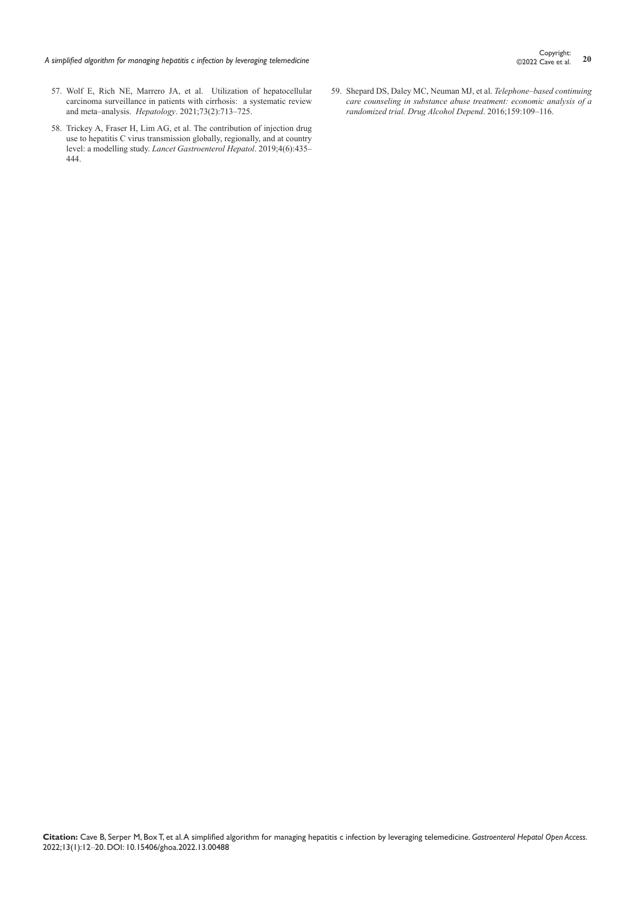57. Wolf E, Rich NE, Marrero JA, et al. Utilization of hepatocellular carcinoma surveillance in patients with cirrhosis: a systematic review and meta–analysis. *Hepatology*. 2021;73(2):713–725.

58. Trickey A, Fraser H, Lim AG, et al. The contribution of injection drug use to hepatitis C virus transmission globally, regionally, and at country level: a modelling study. *Lancet Gastroenterol Hepatol*. 2019;4(6):435–444.

59. Shepard DS, Daley MC, Neuman MJ, et al. *Telephone–based continuing care counseling in substance abuse treatment: economic analysis of a randomized trial. Drug Alcohol Depend*. 2016;159:109–116.

**Citation:** Cave B, Serper M, Box T, et al. A simplified algorithm for managing hepatitis c infection by leveraging telemedicine. *Gastroenterol Hepatol Open Access*. 2022;13(1):12–20. DOI: 10.15406/ghoa.2022.13.00488